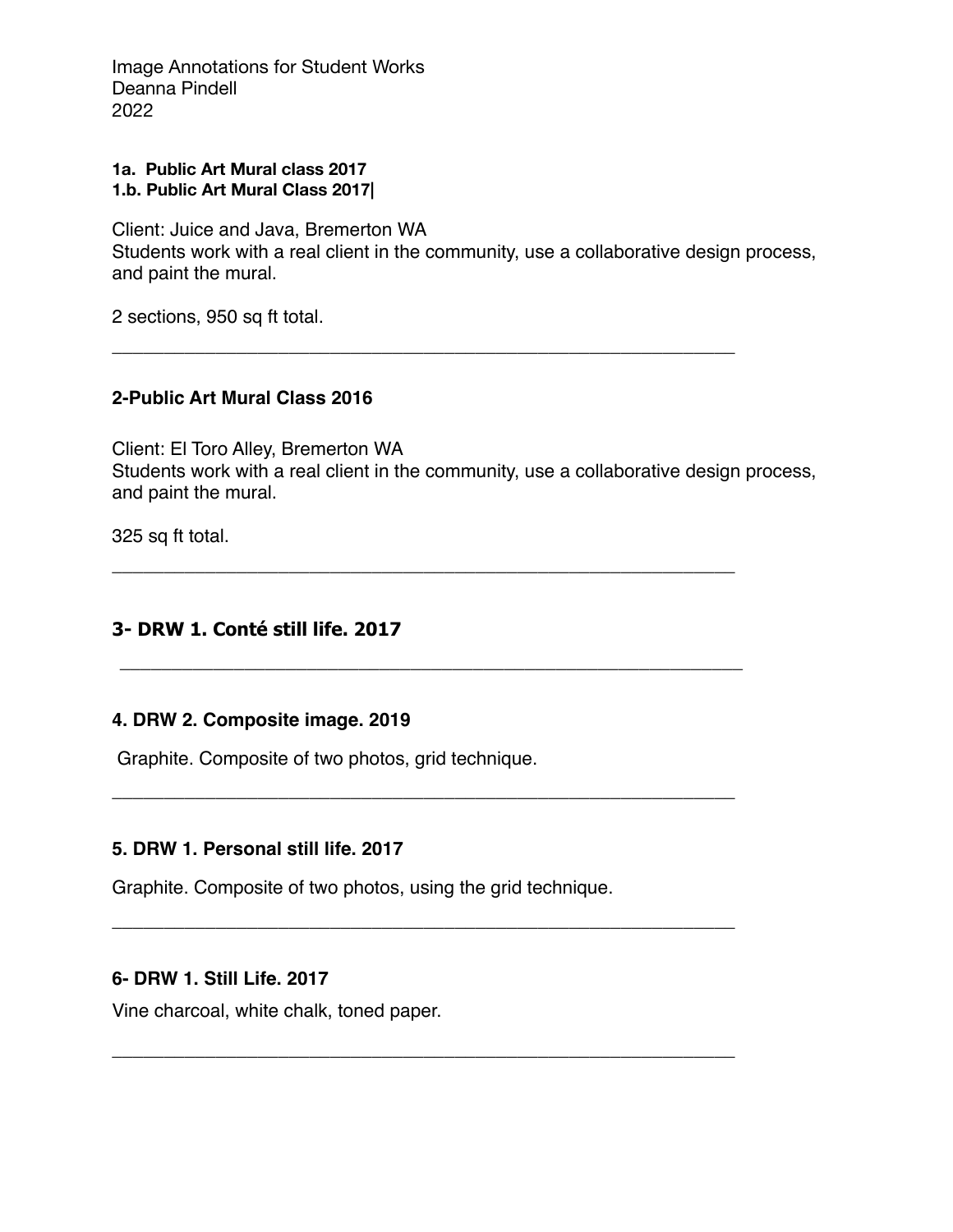Image Annotations for Student Works
Deanna Pindell
2022

**1a. Public Art Mural class 2017**
**1.b. Public Art Mural Class 2017|**

Client: Juice and Java, Bremerton WA
Students work with a real client in the community, use a collaborative design process, and paint the mural.

2 sections, 950 sq ft total.

---

**2-Public Art Mural Class 2016**

Client: El Toro Alley, Bremerton WA
Students work with a real client in the community, use a collaborative design process, and paint the mural.

325 sq ft total.

---

**3- DRW 1. Conté still life. 2017**

---

**4. DRW 2. Composite image. 2019**

Graphite. Composite of two photos, grid technique.

---

**5. DRW 1. Personal still life. 2017**

Graphite. Composite of two photos, using the grid technique.

---

**6- DRW 1. Still Life. 2017**

Vine charcoal, white chalk, toned paper.

---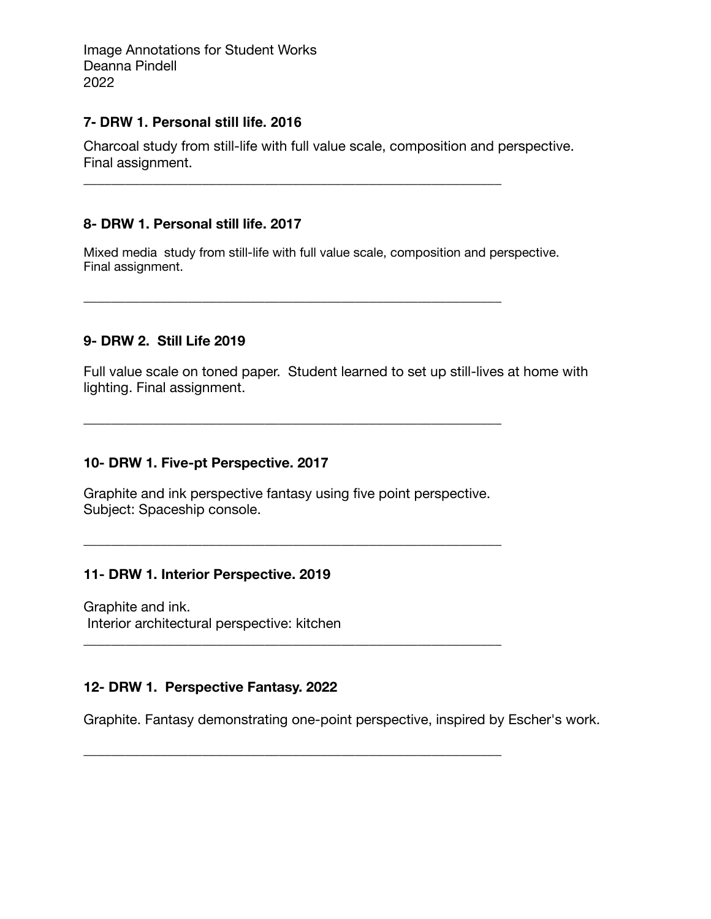Image Annotations for Student Works
Deanna Pindell
2022

**7- DRW 1. Personal still life. 2016**

Charcoal study from still-life with full value scale, composition and perspective.
Final assignment.

---

**8- DRW 1. Personal still life. 2017**

Mixed media study from still-life with full value scale, composition and perspective.
Final assignment.

---

**9- DRW 2. Still Life 2019**

Full value scale on toned paper. Student learned to set up still-lives at home with lighting. Final assignment.

---

**10- DRW 1. Five-pt Perspective. 2017**

Graphite and ink perspective fantasy using five point perspective.
Subject: Spaceship console.

---

**11- DRW 1. Interior Perspective. 2019**

Graphite and ink.
Interior architectural perspective: kitchen

---

**12- DRW 1. Perspective Fantasy. 2022**

Graphite. Fantasy demonstrating one-point perspective, inspired by Escher's work.

---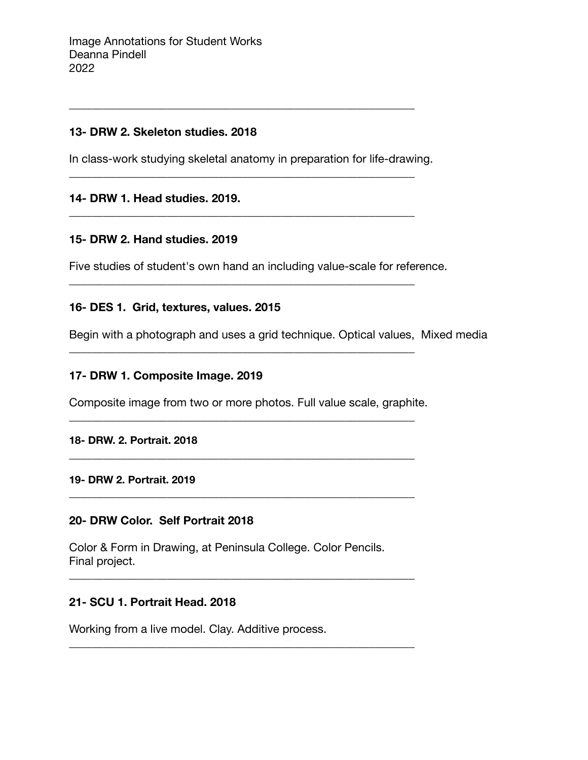Image Annotations for Student Works
Deanna Pindell
2022

---

**13- DRW 2. Skeleton studies. 2018**

In class-work studying skeletal anatomy in preparation for life-drawing.

---

**14- DRW 1. Head studies. 2019.**

---

**15- DRW 2. Hand studies. 2019**

Five studies of student's own hand an including value-scale for reference.

---

**16- DES 1. Grid, textures, values. 2015**

Begin with a photograph and uses a grid technique. Optical values, Mixed media

---

**17- DRW 1. Composite Image. 2019**

Composite image from two or more photos. Full value scale, graphite.

---

**18- DRW. 2. Portrait. 2018**

---

**19- DRW 2. Portrait. 2019**

---

**20- DRW Color. Self Portrait 2018**

Color & Form in Drawing, at Peninsula College. Color Pencils.
Final project.

---

**21- SCU 1. Portrait Head. 2018**

Working from a live model. Clay. Additive process.

---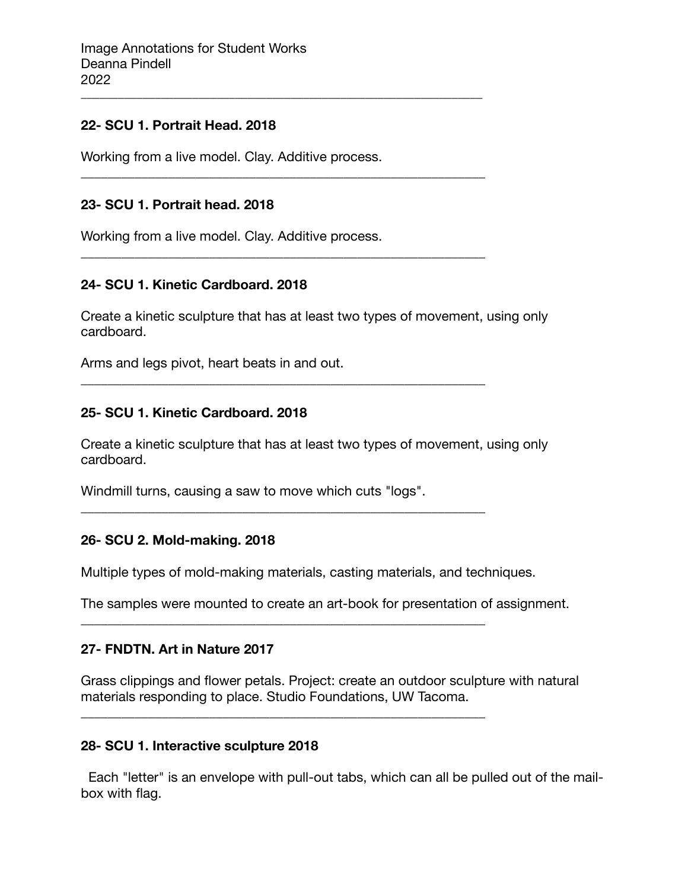Image Annotations for Student Works
Deanna Pindell
2022

---

**22- SCU 1. Portrait Head. 2018**

Working from a live model. Clay. Additive process.

---

**23- SCU 1. Portrait head. 2018**

Working from a live model. Clay. Additive process.

---

**24- SCU 1. Kinetic Cardboard. 2018**

Create a kinetic sculpture that has at least two types of movement, using only cardboard.

Arms and legs pivot, heart beats in and out.

---

**25- SCU 1. Kinetic Cardboard. 2018**

Create a kinetic sculpture that has at least two types of movement, using only cardboard.

Windmill turns, causing a saw to move which cuts "logs".

---

**26- SCU 2. Mold-making. 2018**

Multiple types of mold-making materials, casting materials, and techniques.

The samples were mounted to create an art-book for presentation of assignment.

---

**27- FNDTN. Art in Nature 2017**

Grass clippings and flower petals. Project: create an outdoor sculpture with natural materials responding to place. Studio Foundations, UW Tacoma.

---

**28- SCU 1. Interactive sculpture 2018**

Each "letter" is an envelope with pull-out tabs, which can all be pulled out of the mail-box with flag.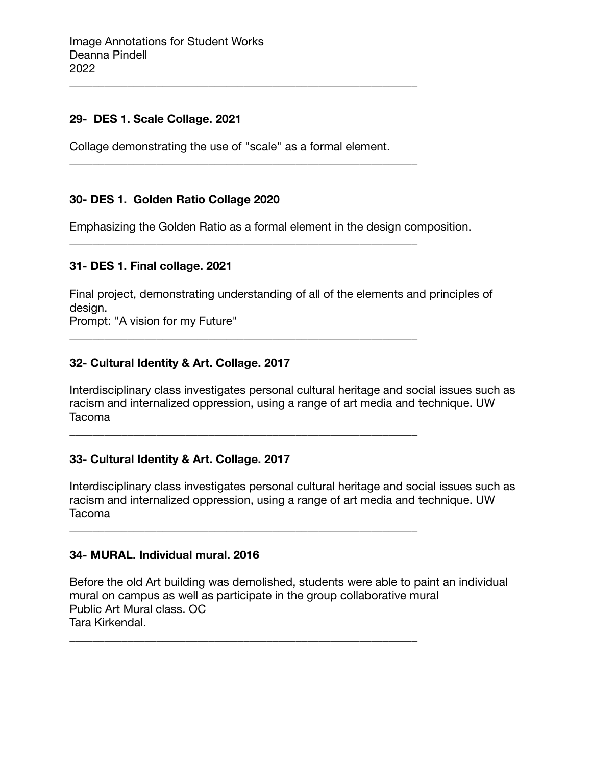Image Annotations for Student Works
Deanna Pindell
2022

---

**29- DES 1. Scale Collage. 2021**

Collage demonstrating the use of "scale" as a formal element.

---

**30- DES 1. Golden Ratio Collage 2020**

Emphasizing the Golden Ratio as a formal element in the design composition.

---

**31- DES 1. Final collage. 2021**

Final project, demonstrating understanding of all of the elements and principles of design.
Prompt: "A vision for my Future"

---

**32- Cultural Identity & Art. Collage. 2017**

Interdisciplinary class investigates personal cultural heritage and social issues such as racism and internalized oppression, using a range of art media and technique. UW Tacoma

---

**33- Cultural Identity & Art. Collage. 2017**

Interdisciplinary class investigates personal cultural heritage and social issues such as racism and internalized oppression, using a range of art media and technique. UW Tacoma

---

**34- MURAL. Individual mural. 2016**

Before the old Art building was demolished, students were able to paint an individual mural on campus as well as participate in the group collaborative mural
Public Art Mural class. OC
Tara Kirkendal.

---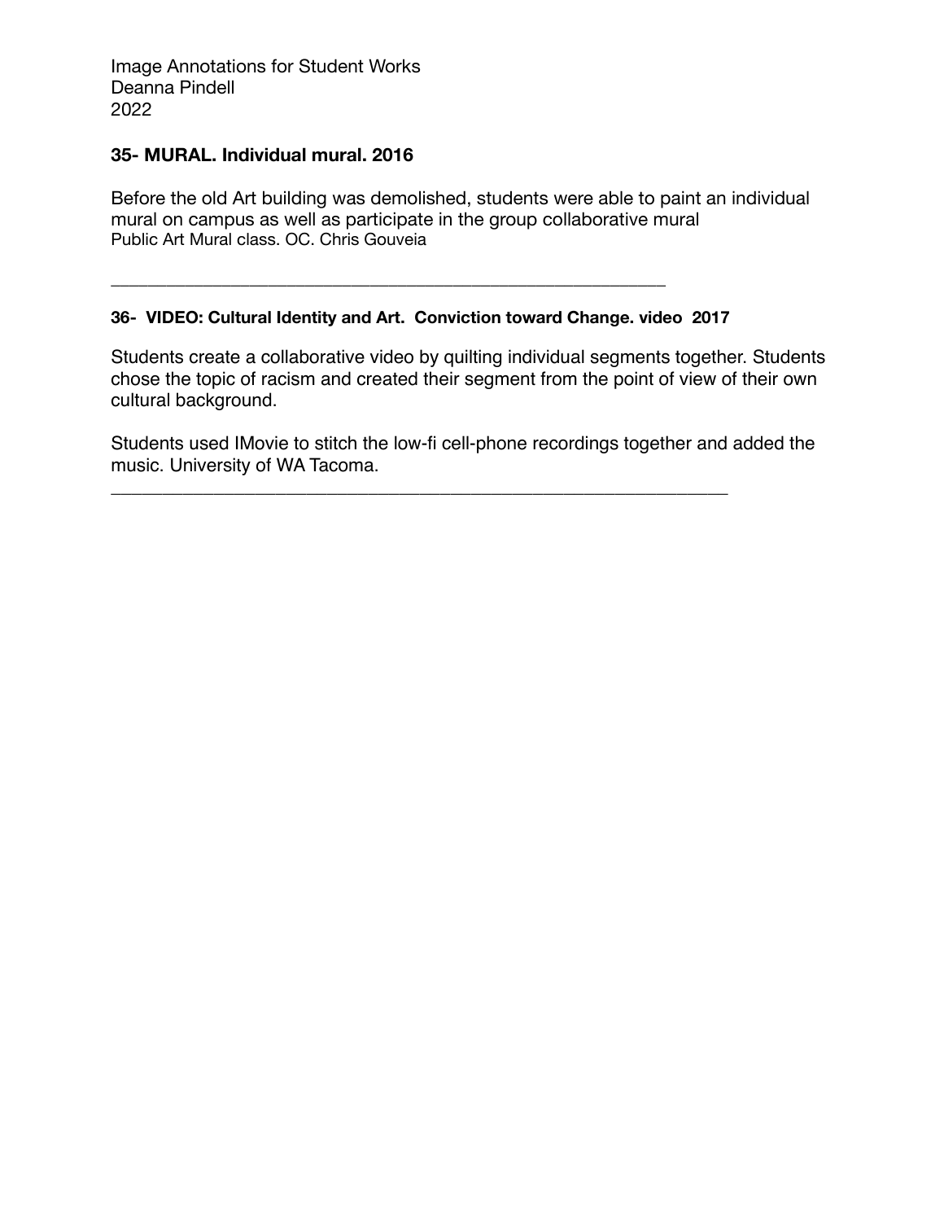Image Annotations for Student Works
Deanna Pindell
2022

**35- MURAL. Individual mural. 2016**

Before the old Art building was demolished, students were able to paint an individual mural on campus as well as participate in the group collaborative mural
Public Art Mural class. OC. Chris Gouveia

---

**36- VIDEO: Cultural Identity and Art. Conviction toward Change. video 2017**

Students create a collaborative video by quilting individual segments together. Students chose the topic of racism and created their segment from the point of view of their own cultural background.

Students used IMovie to stitch the low-fi cell-phone recordings together and added the music. University of WA Tacoma.

---